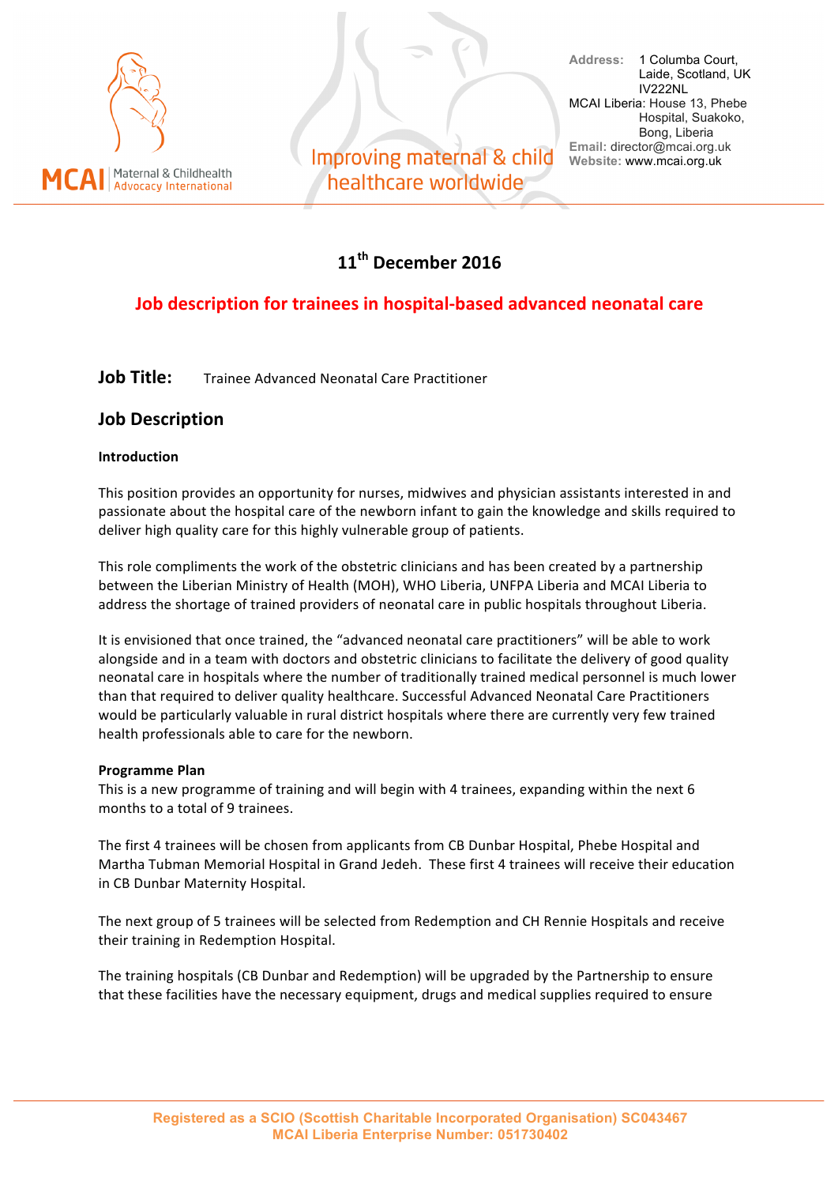11th December 2016

## Job description for trainees in hospital-based advanced neonatal care

**Job Title:** Trainee Advanced Neonatal Care Practitioner

## Job Description

**Introduction**

This position provides an opportunity for nurses, midwives and physician assistants interested in and passionate about the hospital care of the newborn infant to gain the knowledge and skills required to deliver high quality care for this highly vulnerable group of patients.

This role compliments the work of the obstetric clinicians and has been created by a partnership between the Liberian Ministry of Health (MOH), WHO Liberia, UNFPA Liberia and MCAI Liberia to address the shortage of trained providers of neonatal care in public hospitals throughout Liberia.

It is envisioned that once trained, the "advanced neonatal care practitioners" will be able to work alongside and in a team with doctors and obstetric clinicians to facilitate the delivery of good quality neonatal care in hospitals where the number of traditionally trained medical personnel is much lower than that required to deliver quality healthcare. Successful Advanced Neonatal Care Practitioners would be particularly valuable in rural district hospitals where there are currently very few trained health professionals able to care for the newborn.

**Programme Plan**

This is a new programme of training and will begin with 4 trainees, expanding within the next 6 months to a total of 9 trainees.

The first 4 trainees will be chosen from applicants from CB Dunbar Hospital, Phebe Hospital and Martha Tubman Memorial Hospital in Grand Jedeh. These first 4 trainees will receive their education in CB Dunbar Maternity Hospital.

The next group of 5 trainees will be selected from Redemption and CH Rennie Hospitals and receive their training in Redemption Hospital.

The training hospitals (CB Dunbar and Redemption) will be upgraded by the Partnership to ensure that these facilities have the necessary equipment, drugs and medical supplies required to ensure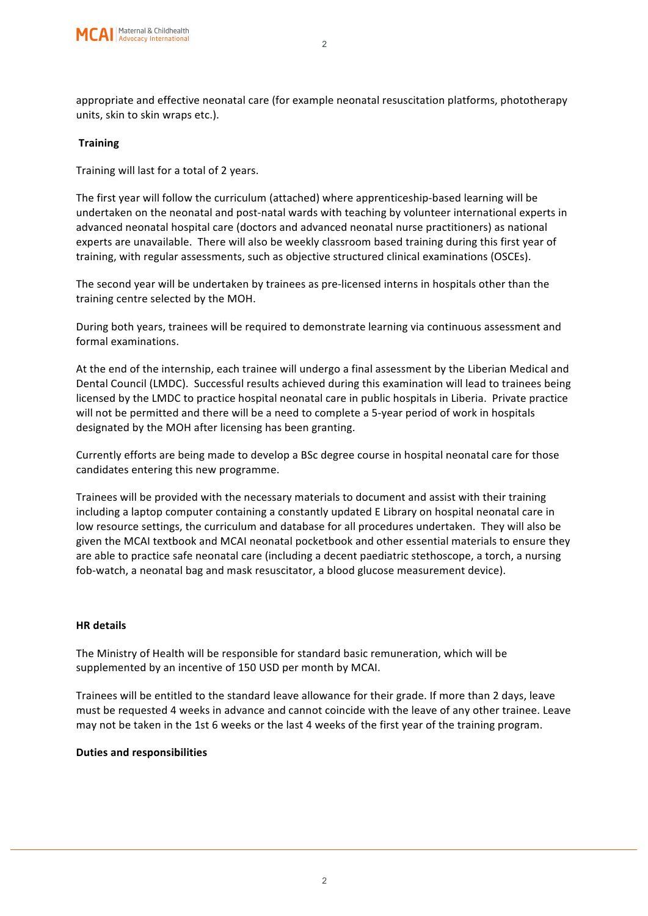appropriate and effective neonatal care (for example neonatal resuscitation platforms, phototherapy units, skin to skin wraps etc.).

**Training**

Training will last for a total of 2 years.

The first year will follow the curriculum (attached) where apprenticeship-based learning will be undertaken on the neonatal and post-natal wards with teaching by volunteer international experts in advanced neonatal hospital care (doctors and advanced neonatal nurse practitioners) as national experts are unavailable. There will also be weekly classroom based training during this first year of training, with regular assessments, such as objective structured clinical examinations (OSCEs).

The second year will be undertaken by trainees as pre-licensed interns in hospitals other than the training centre selected by the MOH.

During both years, trainees will be required to demonstrate learning via continuous assessment and formal examinations.

At the end of the internship, each trainee will undergo a final assessment by the Liberian Medical and Dental Council (LMDC). Successful results achieved during this examination will lead to trainees being licensed by the LMDC to practice hospital neonatal care in public hospitals in Liberia. Private practice will not be permitted and there will be a need to complete a 5-year period of work in hospitals designated by the MOH after licensing has been granting.

Currently efforts are being made to develop a BSc degree course in hospital neonatal care for those candidates entering this new programme.

Trainees will be provided with the necessary materials to document and assist with their training including a laptop computer containing a constantly updated E Library on hospital neonatal care in low resource settings, the curriculum and database for all procedures undertaken. They will also be given the MCAI textbook and MCAI neonatal pocketbook and other essential materials to ensure they are able to practice safe neonatal care (including a decent paediatric stethoscope, a torch, a nursing fob-watch, a neonatal bag and mask resuscitator, a blood glucose measurement device).

**HR details**

The Ministry of Health will be responsible for standard basic remuneration, which will be supplemented by an incentive of 150 USD per month by MCAI.

Trainees will be entitled to the standard leave allowance for their grade. If more than 2 days, leave must be requested 4 weeks in advance and cannot coincide with the leave of any other trainee. Leave may not be taken in the 1st 6 weeks or the last 4 weeks of the first year of the training program.

**Duties and responsibilities**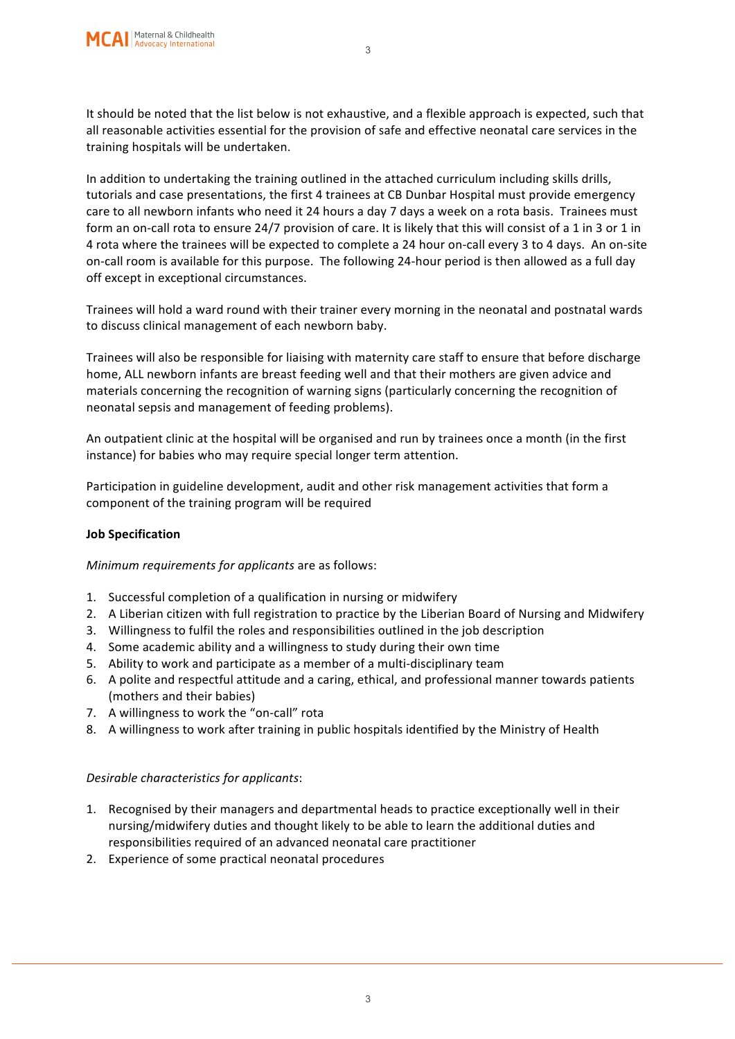It should be noted that the list below is not exhaustive, and a flexible approach is expected, such that all reasonable activities essential for the provision of safe and effective neonatal care services in the training hospitals will be undertaken.

In addition to undertaking the training outlined in the attached curriculum including skills drills, tutorials and case presentations, the first 4 trainees at CB Dunbar Hospital must provide emergency care to all newborn infants who need it 24 hours a day 7 days a week on a rota basis. Trainees must form an on-call rota to ensure 24/7 provision of care. It is likely that this will consist of a 1 in 3 or 1 in 4 rota where the trainees will be expected to complete a 24 hour on-call every 3 to 4 days. An on-site on-call room is available for this purpose. The following 24-hour period is then allowed as a full day off except in exceptional circumstances.

Trainees will hold a ward round with their trainer every morning in the neonatal and postnatal wards to discuss clinical management of each newborn baby.

Trainees will also be responsible for liaising with maternity care staff to ensure that before discharge home, ALL newborn infants are breast feeding well and that their mothers are given advice and materials concerning the recognition of warning signs (particularly concerning the recognition of neonatal sepsis and management of feeding problems).

An outpatient clinic at the hospital will be organised and run by trainees once a month (in the first instance) for babies who may require special longer term attention.

Participation in guideline development, audit and other risk management activities that form a component of the training program will be required

**Job Specification**

*Minimum requirements for applicants* are as follows:

1. Successful completion of a qualification in nursing or midwifery
2. A Liberian citizen with full registration to practice by the Liberian Board of Nursing and Midwifery
3. Willingness to fulfil the roles and responsibilities outlined in the job description
4. Some academic ability and a willingness to study during their own time
5. Ability to work and participate as a member of a multi-disciplinary team
6. A polite and respectful attitude and a caring, ethical, and professional manner towards patients (mothers and their babies)
7. A willingness to work the "on-call" rota
8. A willingness to work after training in public hospitals identified by the Ministry of Health

*Desirable characteristics for applicants*:

1. Recognised by their managers and departmental heads to practice exceptionally well in their nursing/midwifery duties and thought likely to be able to learn the additional duties and responsibilities required of an advanced neonatal care practitioner
2. Experience of some practical neonatal procedures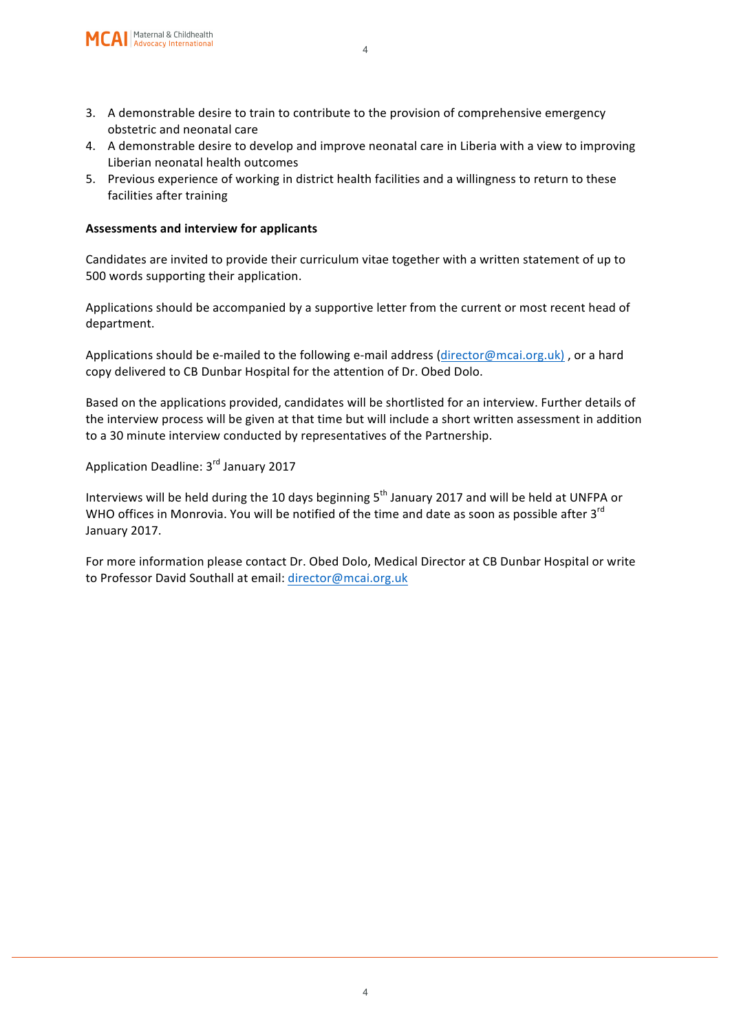3. A demonstrable desire to train to contribute to the provision of comprehensive emergency obstetric and neonatal care
4. A demonstrable desire to develop and improve neonatal care in Liberia with a view to improving Liberian neonatal health outcomes
5. Previous experience of working in district health facilities and a willingness to return to these facilities after training

**Assessments and interview for applicants**

Candidates are invited to provide their curriculum vitae together with a written statement of up to 500 words supporting their application.

Applications should be accompanied by a supportive letter from the current or most recent head of department.

Applications should be e-mailed to the following e-mail address (director@mcai.org.uk) , or a hard copy delivered to CB Dunbar Hospital for the attention of Dr. Obed Dolo.

Based on the applications provided, candidates will be shortlisted for an interview. Further details of the interview process will be given at that time but will include a short written assessment in addition to a 30 minute interview conducted by representatives of the Partnership.

Application Deadline: 3rd January 2017

Interviews will be held during the 10 days beginning 5th January 2017 and will be held at UNFPA or WHO offices in Monrovia. You will be notified of the time and date as soon as possible after 3rd January 2017.

For more information please contact Dr. Obed Dolo, Medical Director at CB Dunbar Hospital or write to Professor David Southall at email: director@mcai.org.uk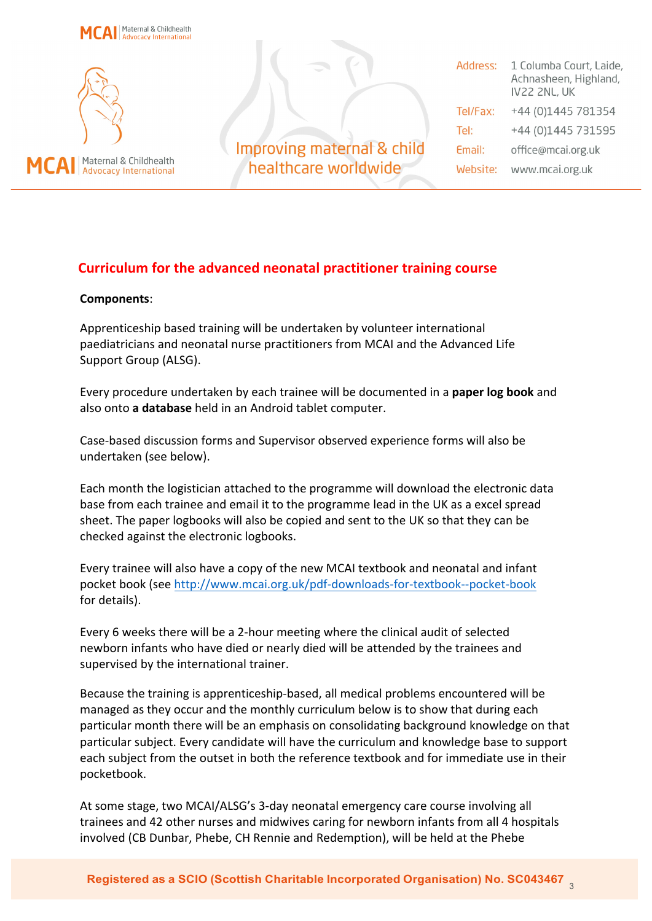## Curriculum for the advanced neonatal practitioner training course

**Components**:

Apprenticeship based training will be undertaken by volunteer international paediatricians and neonatal nurse practitioners from MCAI and the Advanced Life Support Group (ALSG).

Every procedure undertaken by each trainee will be documented in a **paper log book** and also onto **a database** held in an Android tablet computer.

Case-based discussion forms and Supervisor observed experience forms will also be undertaken (see below).

Each month the logistician attached to the programme will download the electronic data base from each trainee and email it to the programme lead in the UK as a excel spread sheet. The paper logbooks will also be copied and sent to the UK so that they can be checked against the electronic logbooks.

Every trainee will also have a copy of the new MCAI textbook and neonatal and infant pocket book (see http://www.mcai.org.uk/pdf-downloads-for-textbook--pocket-book for details).

Every 6 weeks there will be a 2-hour meeting where the clinical audit of selected newborn infants who have died or nearly died will be attended by the trainees and supervised by the international trainer.

Because the training is apprenticeship-based, all medical problems encountered will be managed as they occur and the monthly curriculum below is to show that during each particular month there will be an emphasis on consolidating background knowledge on that particular subject. Every candidate will have the curriculum and knowledge base to support each subject from the outset in both the reference textbook and for immediate use in their pocketbook.

At some stage, two MCAI/ALSG's 3-day neonatal emergency care course involving all trainees and 42 other nurses and midwives caring for newborn infants from all 4 hospitals involved (CB Dunbar, Phebe, CH Rennie and Redemption), will be held at the Phebe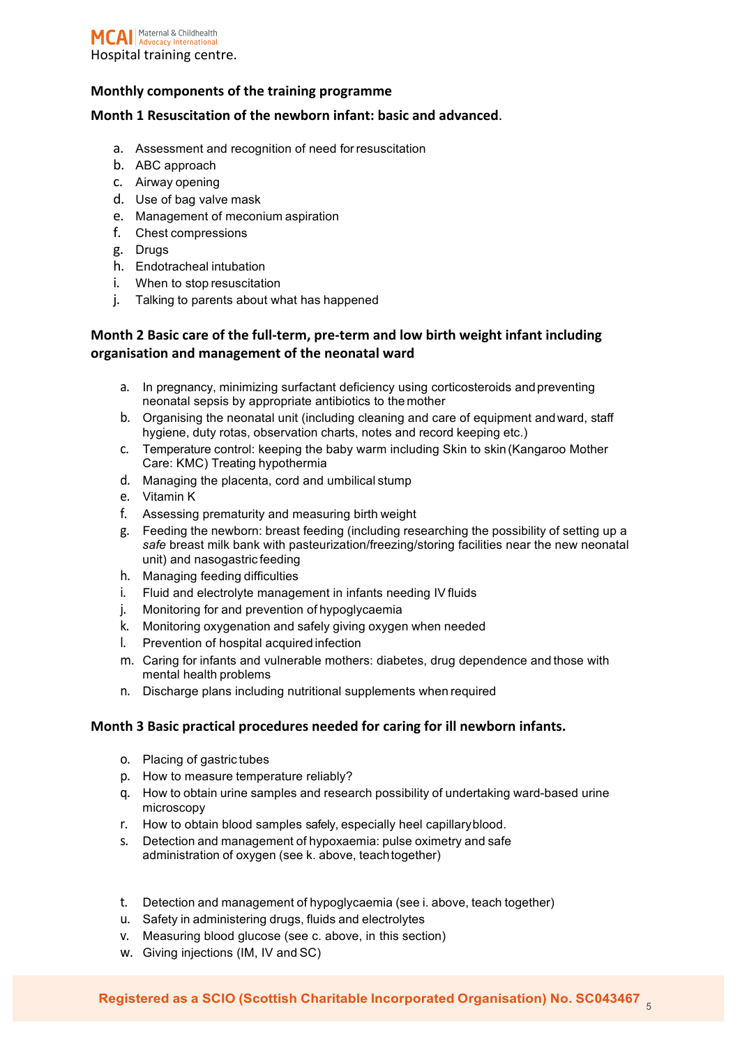## Monthly components of the training programme

### Month 1 Resuscitation of the newborn infant: basic and advanced.

a. Assessment and recognition of need for resuscitation
b. ABC approach
c. Airway opening
d. Use of bag valve mask
e. Management of meconium aspiration
f. Chest compressions
g. Drugs
h. Endotracheal intubation
i. When to stop resuscitation
j. Talking to parents about what has happened

### Month 2 Basic care of the full-term, pre-term and low birth weight infant including organisation and management of the neonatal ward

a. In pregnancy, minimizing surfactant deficiency using corticosteroids and preventing neonatal sepsis by appropriate antibiotics to the mother
b. Organising the neonatal unit (including cleaning and care of equipment and ward, staff hygiene, duty rotas, observation charts, notes and record keeping etc.)
c. Temperature control: keeping the baby warm including Skin to skin (Kangaroo Mother Care: KMC) Treating hypothermia
d. Managing the placenta, cord and umbilical stump
e. Vitamin K
f. Assessing prematurity and measuring birth weight
g. Feeding the newborn: breast feeding (including researching the possibility of setting up a *safe* breast milk bank with pasteurization/freezing/storing facilities near the new neonatal unit) and nasogastric feeding
h. Managing feeding difficulties
i. Fluid and electrolyte management in infants needing IV fluids
j. Monitoring for and prevention of hypoglycaemia
k. Monitoring oxygenation and safely giving oxygen when needed
l. Prevention of hospital acquired infection
m. Caring for infants and vulnerable mothers: diabetes, drug dependence and those with mental health problems
n. Discharge plans including nutritional supplements when required

### Month 3 Basic practical procedures needed for caring for ill newborn infants.

o. Placing of gastric tubes
p. How to measure temperature reliably?
q. How to obtain urine samples and research possibility of undertaking ward-based urine microscopy
r. How to obtain blood samples safely, especially heel capillary blood.
s. Detection and management of hypoxaemia: pulse oximetry and safe administration of oxygen (see k. above, teach together)

t. Detection and management of hypoglycaemia (see i. above, teach together)
u. Safety in administering drugs, fluids and electrolytes
v. Measuring blood glucose (see c. above, in this section)
w. Giving injections (IM, IV and SC)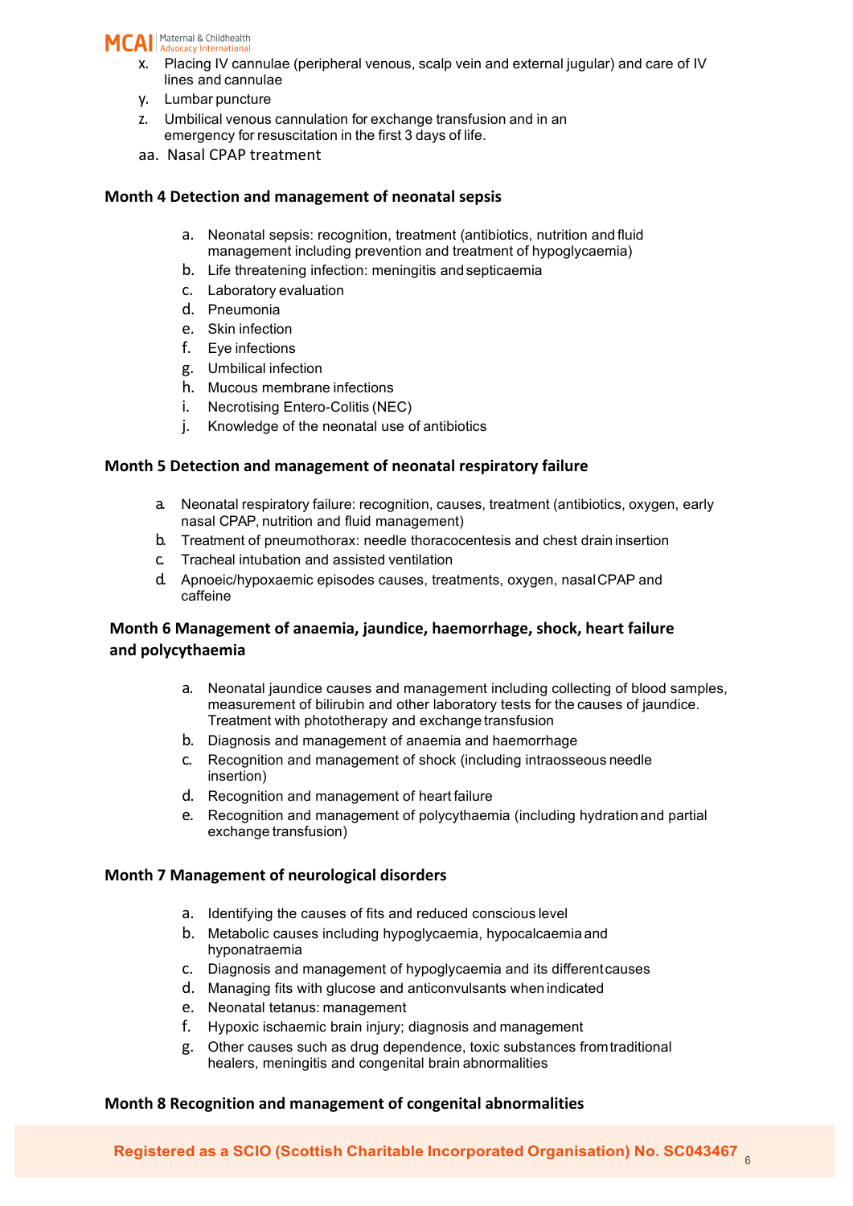x. Placing IV cannulae (peripheral venous, scalp vein and external jugular) and care of IV lines and cannulae
y. Lumbar puncture
z. Umbilical venous cannulation for exchange transfusion and in an emergency for resuscitation in the first 3 days of life.
aa. Nasal CPAP treatment

### Month 4 Detection and management of neonatal sepsis

a. Neonatal sepsis: recognition, treatment (antibiotics, nutrition and fluid management including prevention and treatment of hypoglycaemia)
b. Life threatening infection: meningitis and septicaemia
c. Laboratory evaluation
d. Pneumonia
e. Skin infection
f. Eye infections
g. Umbilical infection
h. Mucous membrane infections
i. Necrotising Entero-Colitis (NEC)
j. Knowledge of the neonatal use of antibiotics

### Month 5 Detection and management of neonatal respiratory failure

a. Neonatal respiratory failure: recognition, causes, treatment (antibiotics, oxygen, early nasal CPAP, nutrition and fluid management)
b. Treatment of pneumothorax: needle thoracocentesis and chest drain insertion
c. Tracheal intubation and assisted ventilation
d. Apnoeic/hypoxaemic episodes causes, treatments, oxygen, nasal CPAP and caffeine

### Month 6 Management of anaemia, jaundice, haemorrhage, shock, heart failure and polycythaemia

a. Neonatal jaundice causes and management including collecting of blood samples, measurement of bilirubin and other laboratory tests for the causes of jaundice. Treatment with phototherapy and exchange transfusion
b. Diagnosis and management of anaemia and haemorrhage
c. Recognition and management of shock (including intraosseous needle insertion)
d. Recognition and management of heart failure
e. Recognition and management of polycythaemia (including hydration and partial exchange transfusion)

### Month 7 Management of neurological disorders

a. Identifying the causes of fits and reduced conscious level
b. Metabolic causes including hypoglycaemia, hypocalcaemia and hyponatraemia
c. Diagnosis and management of hypoglycaemia and its different causes
d. Managing fits with glucose and anticonvulsants when indicated
e. Neonatal tetanus: management
f. Hypoxic ischaemic brain injury; diagnosis and management
g. Other causes such as drug dependence, toxic substances from traditional healers, meningitis and congenital brain abnormalities

### Month 8 Recognition and management of congenital abnormalities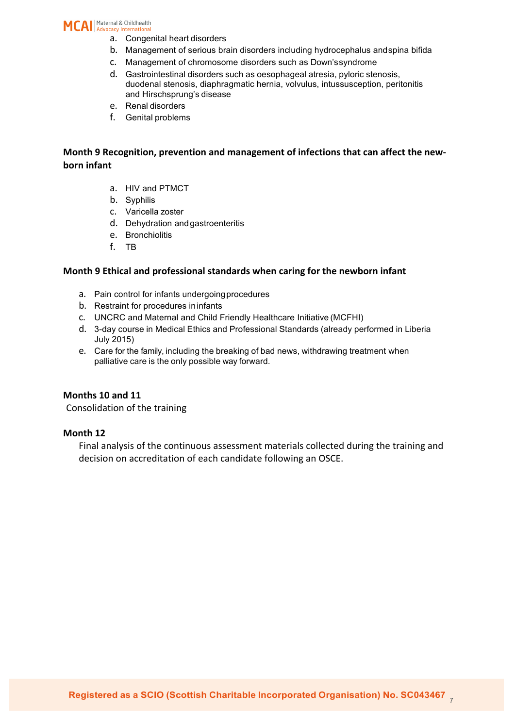a. Congenital heart disorders
b. Management of serious brain disorders including hydrocephalus and spina bifida
c. Management of chromosome disorders such as Down's syndrome
d. Gastrointestinal disorders such as oesophageal atresia, pyloric stenosis, duodenal stenosis, diaphragmatic hernia, volvulus, intussusception, peritonitis and Hirschsprung's disease
e. Renal disorders
f. Genital problems

**Month 9 Recognition, prevention and management of infections that can affect the new-born infant**

a. HIV and PTMCT
b. Syphilis
c. Varicella zoster
d. Dehydration and gastroenteritis
e. Bronchiolitis
f. TB

**Month 9 Ethical and professional standards when caring for the newborn infant**

a. Pain control for infants undergoing procedures
b. Restraint for procedures in infants
c. UNCRC and Maternal and Child Friendly Healthcare Initiative (MCFHI)
d. 3-day course in Medical Ethics and Professional Standards (already performed in Liberia July 2015)
e. Care for the family, including the breaking of bad news, withdrawing treatment when palliative care is the only possible way forward.

**Months 10 and 11**

Consolidation of the training

**Month 12**

Final analysis of the continuous assessment materials collected during the training and decision on accreditation of each candidate following an OSCE.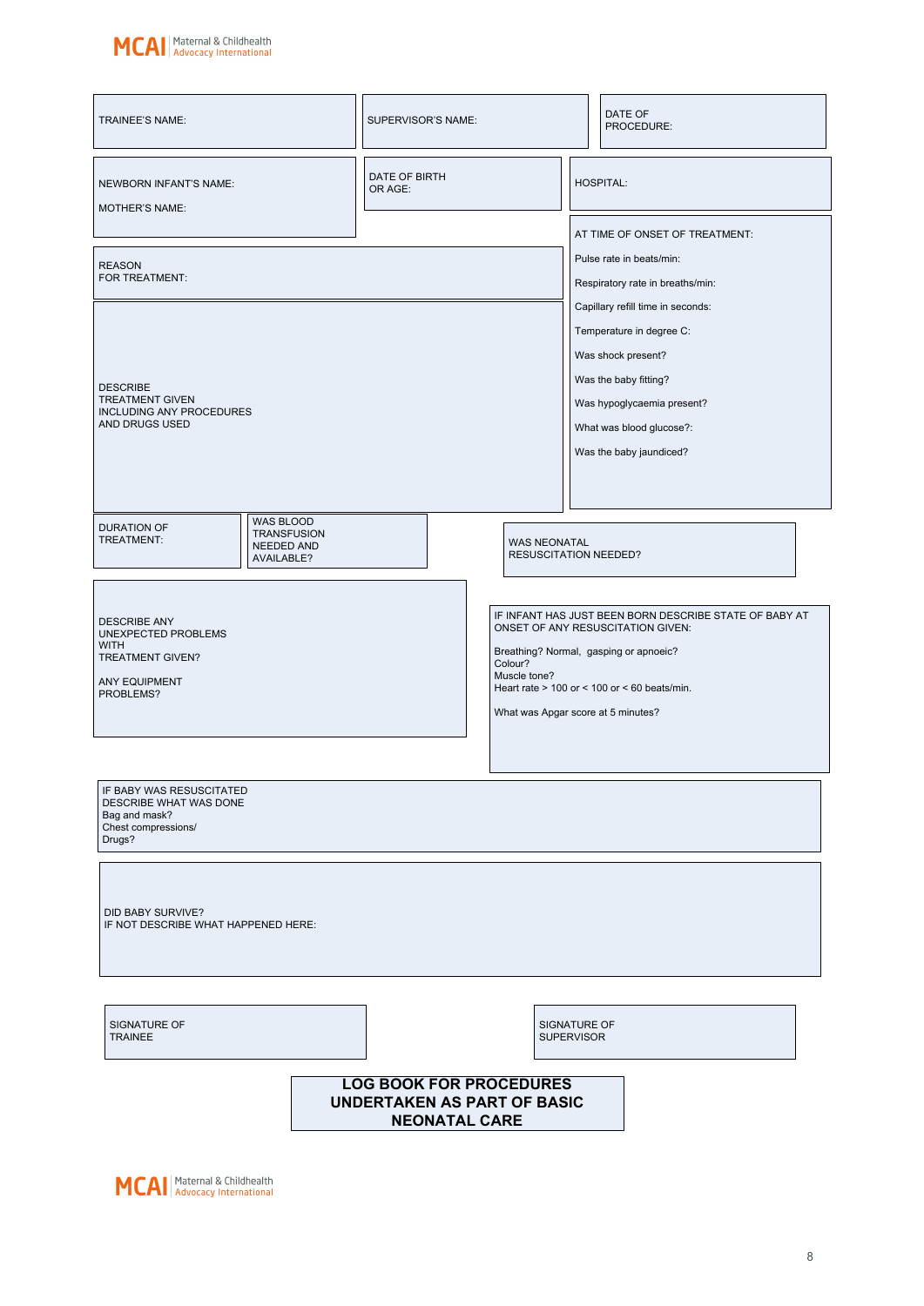MCAI | Maternal & Childhealth Advocacy International

TRAINEE'S NAME:

SUPERVISOR'S NAME:

DATE OF PROCEDURE:

NEWBORN INFANT'S NAME:

MOTHER'S NAME:

DATE OF BIRTH OR AGE:

HOSPITAL:

REASON FOR TREATMENT:

DESCRIBE TREATMENT GIVEN INCLUDING ANY PROCEDURES AND DRUGS USED

AT TIME OF ONSET OF TREATMENT:

Pulse rate in beats/min:

Respiratory rate in breaths/min:

Capillary refill time in seconds:

Temperature in degree C:

Was shock present?

Was the baby fitting?

Was hypoglycaemia present?

What was blood glucose?:

Was the baby jaundiced?

DURATION OF TREATMENT:

WAS BLOOD TRANSFUSION NEEDED AND AVAILABLE?

WAS NEONATAL RESUSCITATION NEEDED?

DESCRIBE ANY UNEXPECTED PROBLEMS WITH TREATMENT GIVEN?

ANY EQUIPMENT PROBLEMS?

IF INFANT HAS JUST BEEN BORN DESCRIBE STATE OF BABY AT ONSET OF ANY RESUSCITATION GIVEN:

Breathing? Normal, gasping or apnoeic?
Colour?
Muscle tone?
Heart rate > 100 or < 100 or < 60 beats/min.

What was Apgar score at 5 minutes?

IF BABY WAS RESUSCITATED DESCRIBE WHAT WAS DONE
Bag and mask?
Chest compressions/
Drugs?

DID BABY SURVIVE?
IF NOT DESCRIBE WHAT HAPPENED HERE:

SIGNATURE OF TRAINEE

SIGNATURE OF SUPERVISOR

**LOG BOOK FOR PROCEDURES UNDERTAKEN AS PART OF BASIC NEONATAL CARE**

MCAI | Maternal & Childhealth Advocacy International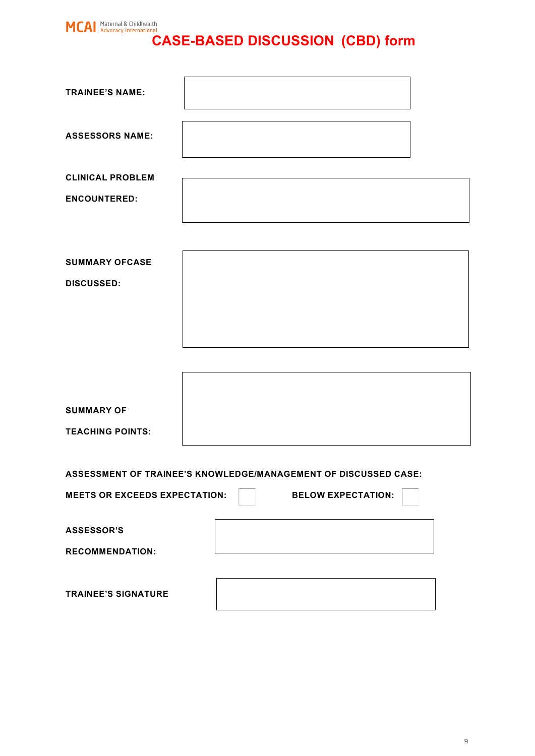MCAI | Maternal & Childhealth Advocacy International

# CASE-BASED DISCUSSION (CBD) form

**TRAINEE'S NAME:**

**ASSESSORS NAME:**

**CLINICAL PROBLEM ENCOUNTERED:**

**SUMMARY OFCASE DISCUSSED:**

**SUMMARY OF TEACHING POINTS:**

**ASSESSMENT OF TRAINEE'S KNOWLEDGE/MANAGEMENT OF DISCUSSED CASE:**

**MEETS OR EXCEEDS EXPECTATION:** ☐ **BELOW EXPECTATION:** ☐

**ASSESSOR'S RECOMMENDATION:**

**TRAINEE'S SIGNATURE**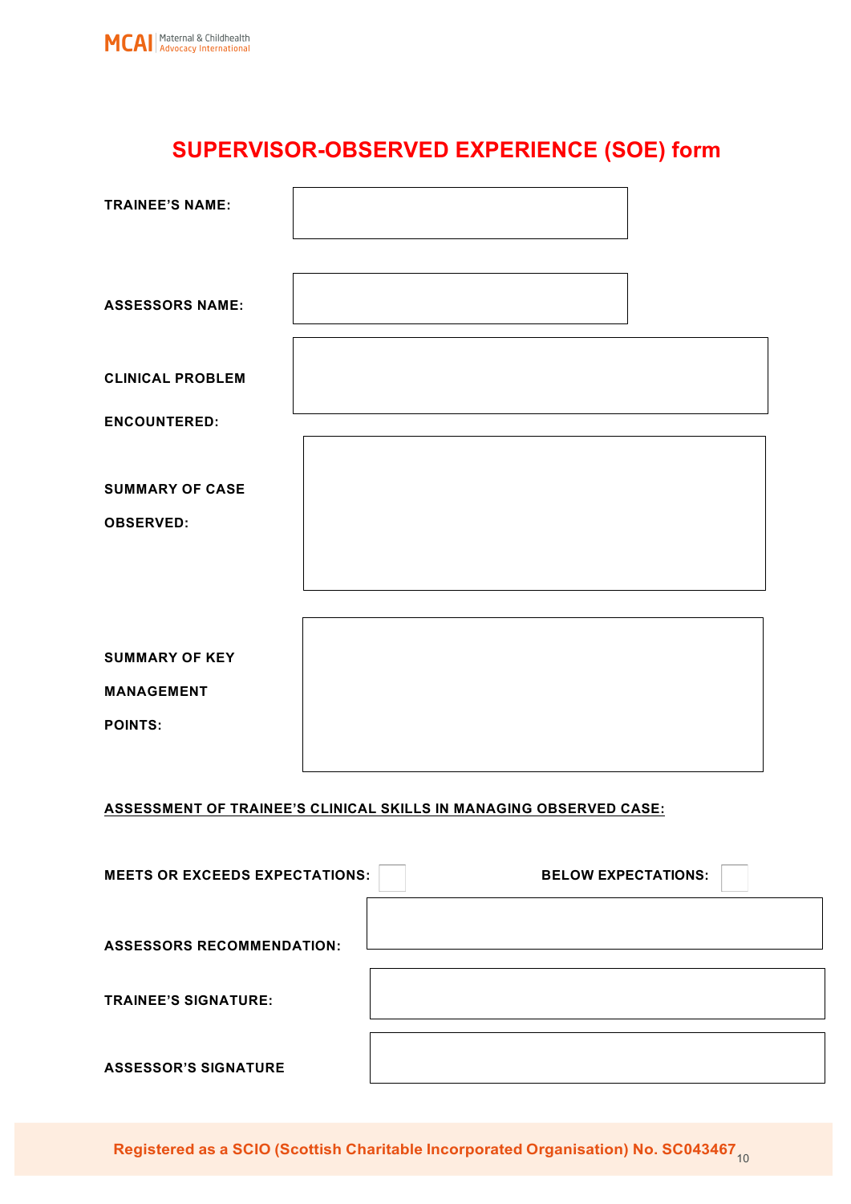# SUPERVISOR-OBSERVED EXPERIENCE (SOE) form

**TRAINEE'S NAME:**

**ASSESSORS NAME:**

**CLINICAL PROBLEM ENCOUNTERED:**

**SUMMARY OF CASE OBSERVED:**

**SUMMARY OF KEY MANAGEMENT POINTS:**

**ASSESSMENT OF TRAINEE'S CLINICAL SKILLS IN MANAGING OBSERVED CASE:**

**MEETS OR EXCEEDS EXPECTATIONS:** ☐ **BELOW EXPECTATIONS:** ☐

**ASSESSORS RECOMMENDATION:**

**TRAINEE'S SIGNATURE:**

**ASSESSOR'S SIGNATURE**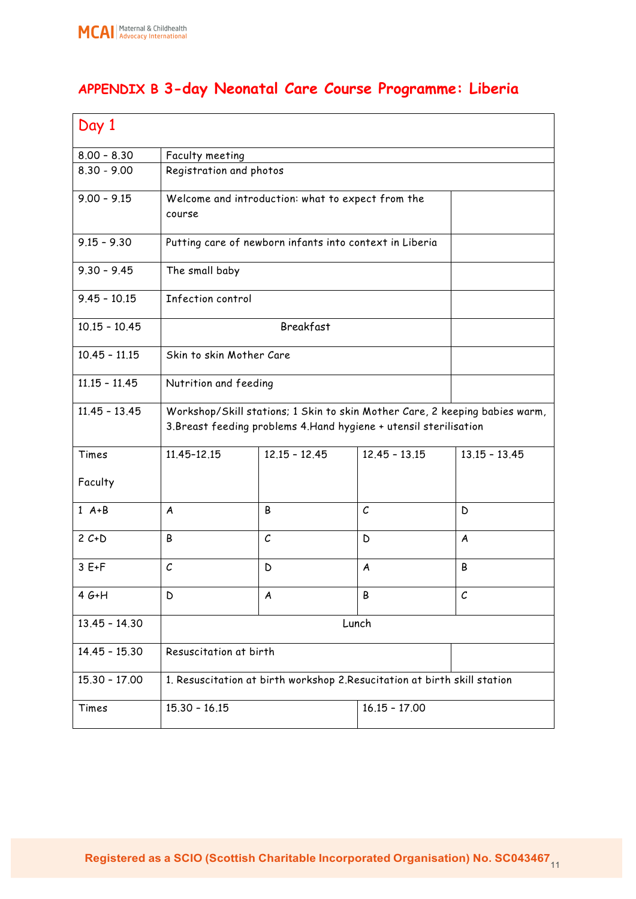## APPENDIX B 3-day Neonatal Care Course Programme: Liberia

| Day 1 | | | | |
|---|---|---|---|---|
| 8.00 – 8.30 | Faculty meeting | | | |
| 8.30 – 9.00 | Registration and photos | | | |
| 9.00 – 9.15 | Welcome and introduction: what to expect from the course | | | |
| 9.15 – 9.30 | Putting care of newborn infants into context in Liberia | | | |
| 9.30 – 9.45 | The small baby | | | |
| 9.45 – 10.15 | Infection control | | | |
| 10.15 – 10.45 | Breakfast | | | |
| 10.45 – 11.15 | Skin to skin Mother Care | | | |
| 11.15 – 11.45 | Nutrition and feeding | | | |
| 11.45 – 13.45 | Workshop/Skill stations; 1 Skin to skin Mother Care, 2 keeping babies warm, 3.Breast feeding problems 4.Hand hygiene + utensil sterilisation | | | |
| Times<br><br>Faculty | 11.45–12.15 | 12.15 – 12.45 | 12.45 – 13.15 | 13.15 – 13.45 |
| 1 A+B | A | B | C | D |
| 2 C+D | B | C | D | A |
| 3 E+F | C | D | A | B |
| 4 G+H | D | A | B | C |
| 13.45 – 14.30 | Lunch | | | |
| 14.45 – 15.30 | Resuscitation at birth | | | |
| 15.30 – 17.00 | 1. Resuscitation at birth workshop 2.Resucitation at birth skill station | | | |
| Times | 15.30 – 16.15 | | 16.15 – 17.00 | |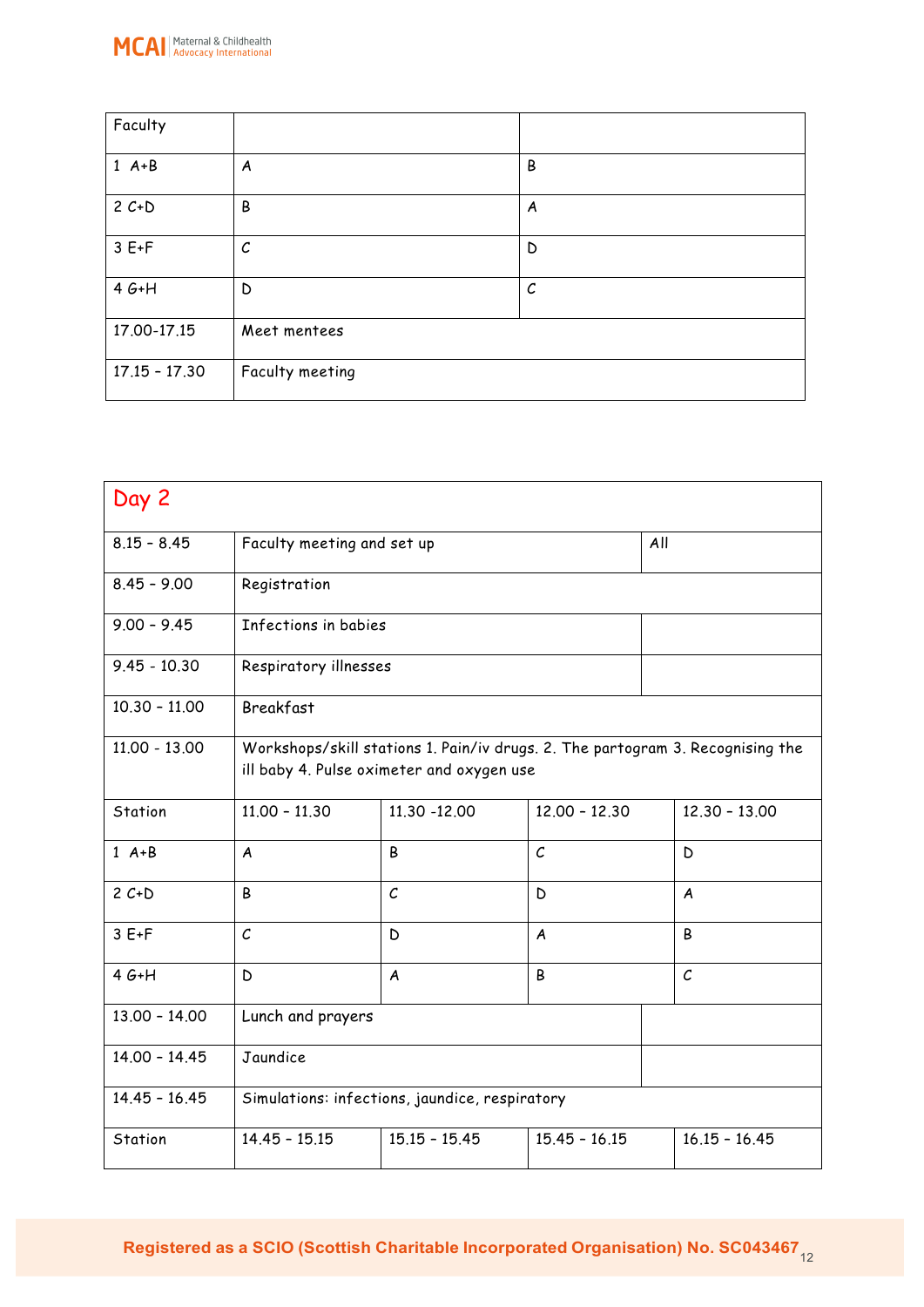| Faculty | | |
|---|---|---|
| 1 A+B | A | B |
| 2 C+D | B | A |
| 3 E+F | C | D |
| 4 G+H | D | C |
| 17.00-17.15 | Meet mentees | |
| 17.15 – 17.30 | Faculty meeting | |

## Day 2

| | | | | |
|---|---|---|---|---|
| 8.15 – 8.45 | Faculty meeting and set up | | | All |
| 8.45 – 9.00 | Registration | | | |
| 9.00 – 9.45 | Infections in babies | | | |
| 9.45 - 10.30 | Respiratory illnesses | | | |
| 10.30 – 11.00 | Breakfast | | | |
| 11.00 - 13.00 | Workshops/skill stations 1. Pain/iv drugs. 2. The partogram 3. Recognising the ill baby 4. Pulse oximeter and oxygen use | | | |
| Station | 11.00 – 11.30 | 11.30 -12.00 | 12.00 – 12.30 | 12.30 – 13.00 |
| 1 A+B | A | B | C | D |
| 2 C+D | B | C | D | A |
| 3 E+F | C | D | A | B |
| 4 G+H | D | A | B | C |
| 13.00 – 14.00 | Lunch and prayers | | | |
| 14.00 – 14.45 | Jaundice | | | |
| 14.45 – 16.45 | Simulations: infections, jaundice, respiratory | | | |
| Station | 14.45 – 15.15 | 15.15 – 15.45 | 15.45 – 16.15 | 16.15 – 16.45 |

Registered as a SCIO (Scottish Charitable Incorporated Organisation) No. SC043467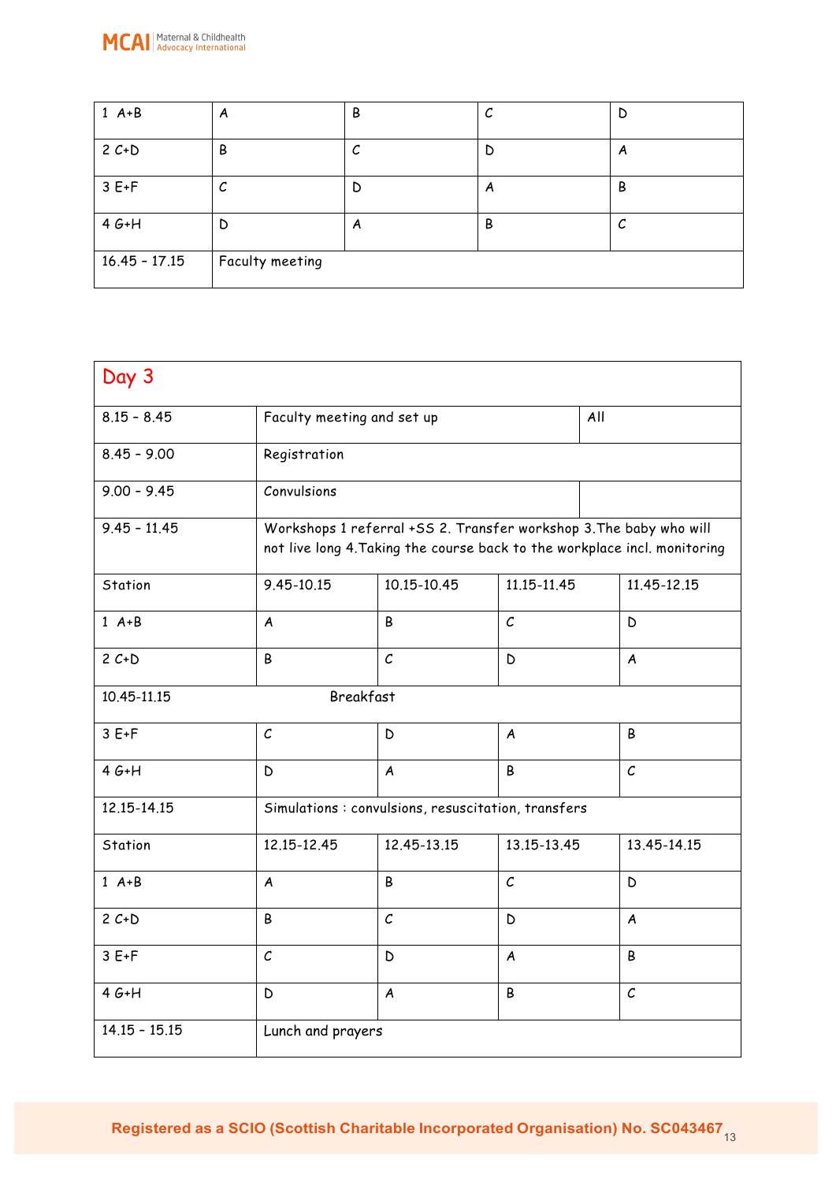| 1 A+B | A | B | C | D |
|---|---|---|---|---|
| 2 C+D | B | C | D | A |
| 3 E+F | C | D | A | B |
| 4 G+H | D | A | B | C |
| 16.45 – 17.15 | Faculty meeting | | | |

| Day 3 | | | | |
|---|---|---|---|---|
| 8.15 – 8.45 | Faculty meeting and set up | | All | |
| 8.45 – 9.00 | Registration | | | |
| 9.00 – 9.45 | Convulsions | | | |
| 9.45 – 11.45 | Workshops 1 referral +SS 2. Transfer workshop 3.The baby who will not live long 4.Taking the course back to the workplace incl. monitoring | | | |
| Station | 9.45-10.15 | 10.15-10.45 | 11.15-11.45 | 11.45-12.15 |
| 1 A+B | A | B | C | D |
| 2 C+D | B | C | D | A |
| 10.45-11.15 | Breakfast | | | |
| 3 E+F | C | D | A | B |
| 4 G+H | D | A | B | C |
| 12.15-14.15 | Simulations : convulsions, resuscitation, transfers | | | |
| Station | 12.15-12.45 | 12.45-13.15 | 13.15-13.45 | 13.45-14.15 |
| 1 A+B | A | B | C | D |
| 2 C+D | B | C | D | A |
| 3 E+F | C | D | A | B |
| 4 G+H | D | A | B | C |
| 14.15 – 15.15 | Lunch and prayers | | | |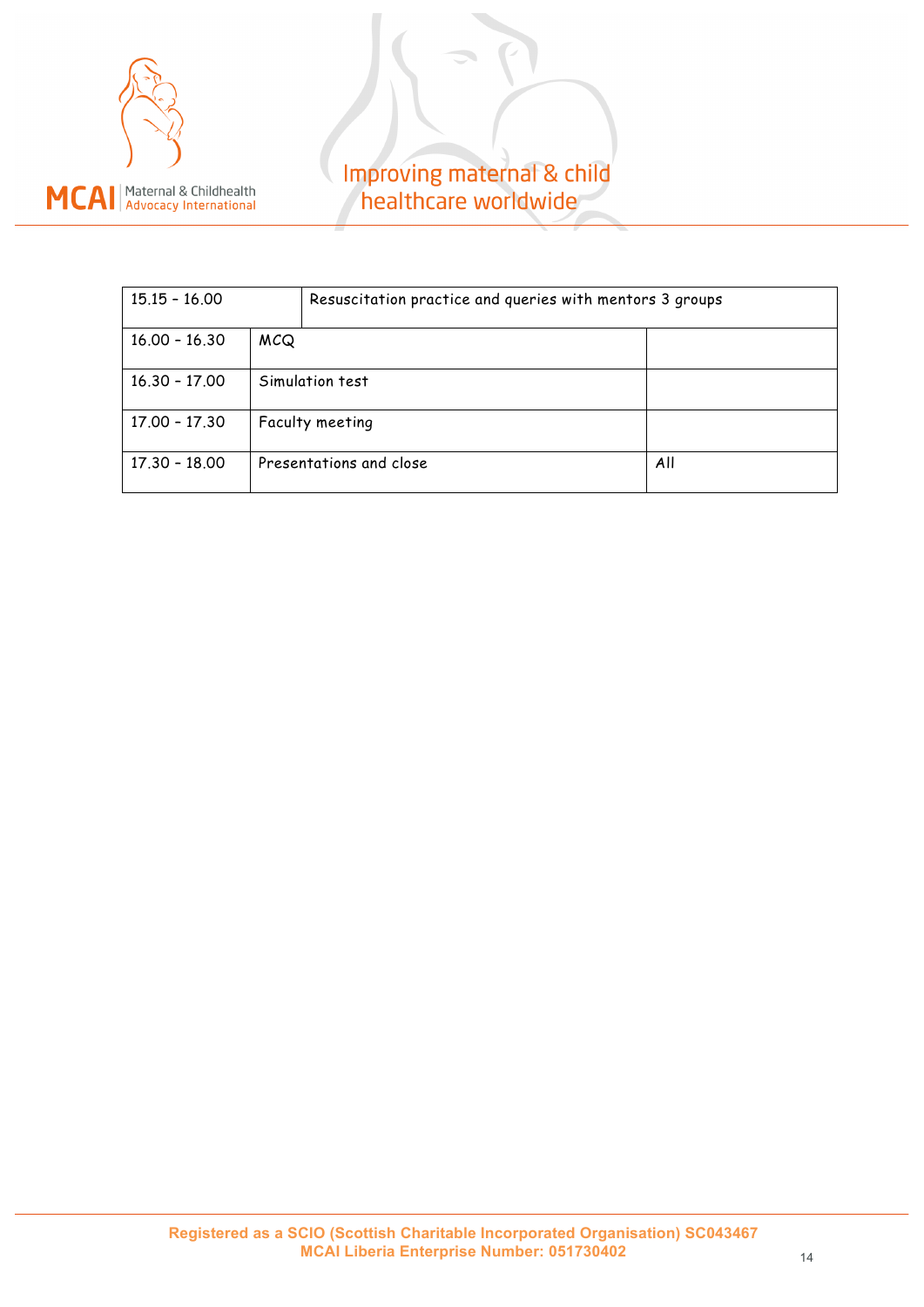| | | |
|---|---|---|
| 15.15 - 16.00 | Resuscitation practice and queries with mentors 3 groups | |
| 16.00 - 16.30 | MCQ | |
| 16.30 - 17.00 | Simulation test | |
| 17.00 - 17.30 | Faculty meeting | |
| 17.30 - 18.00 | Presentations and close | All |